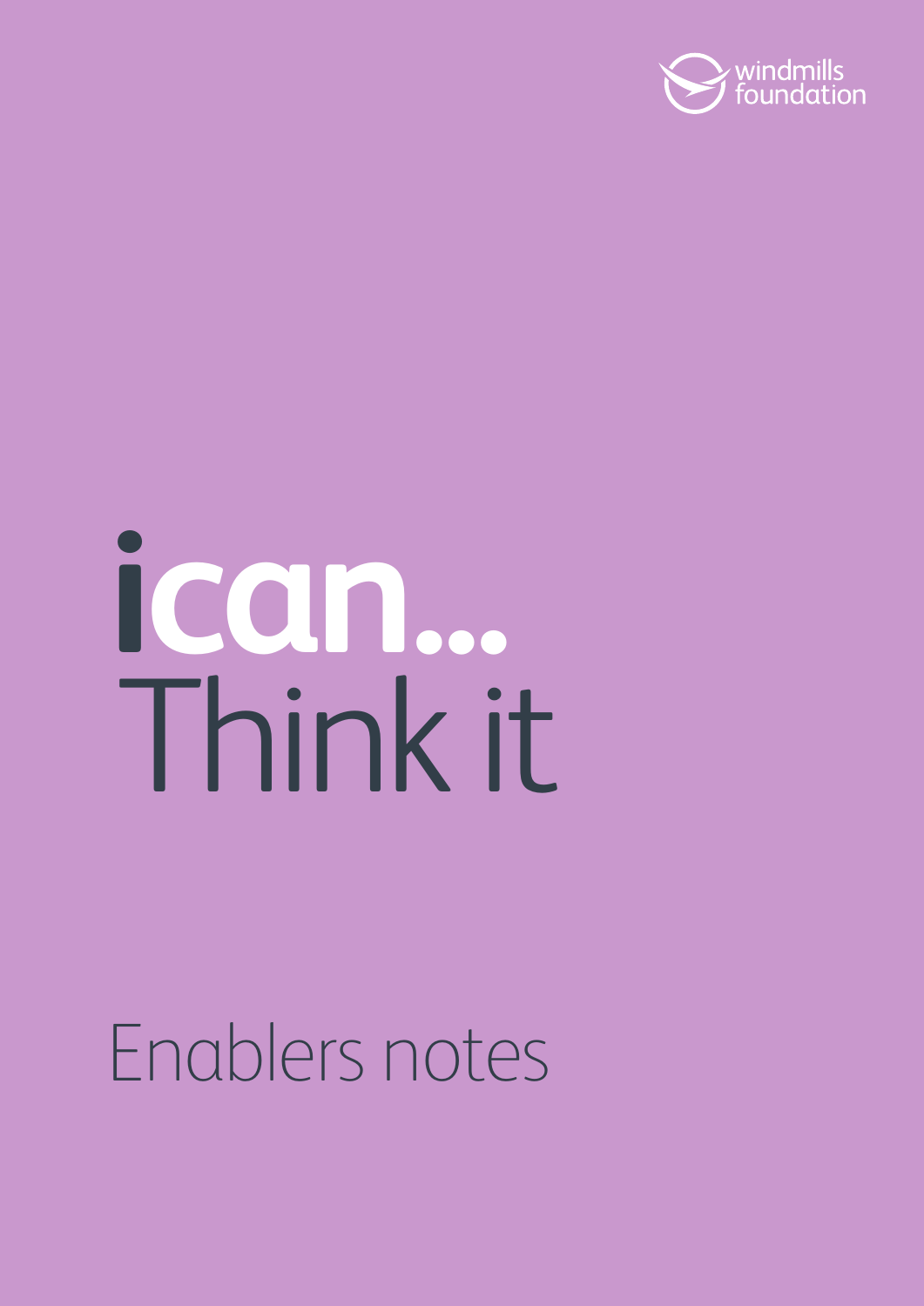windmills foundation

# ican... Think it

## Enablers notes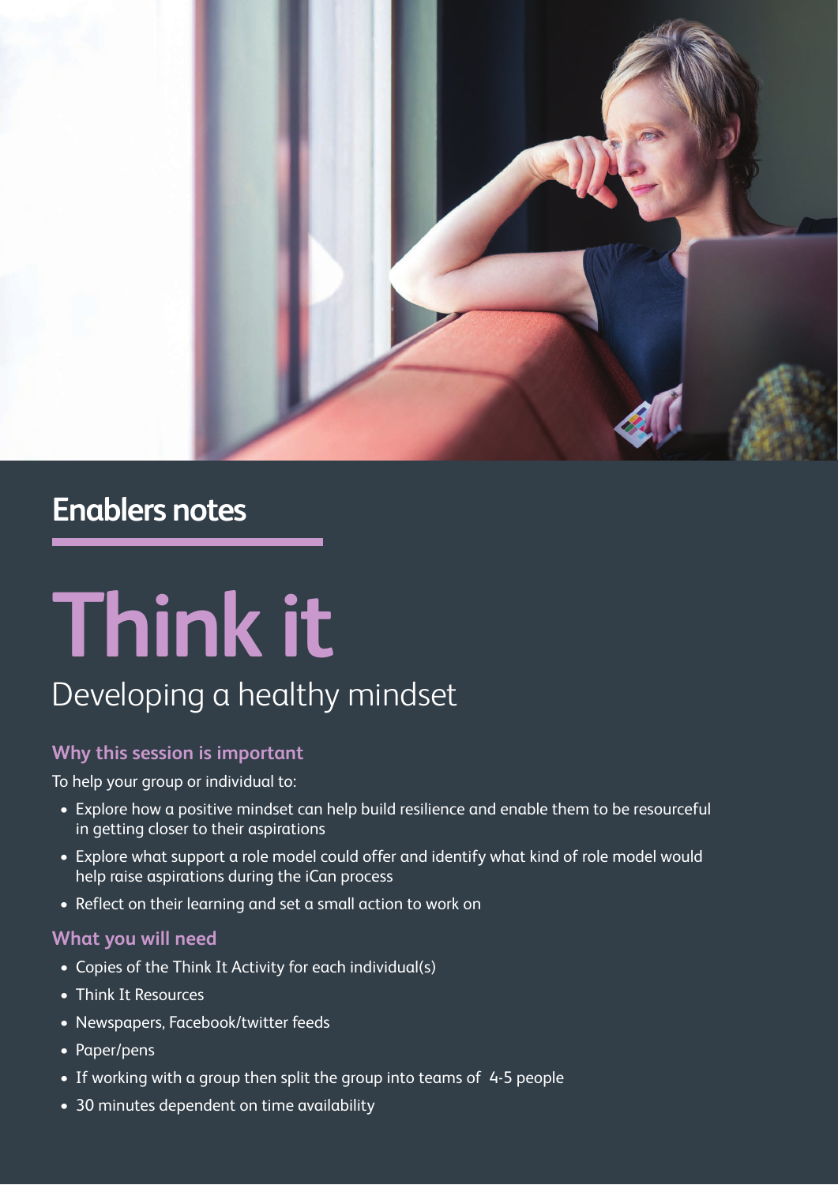## Enablers notes

# Think it

Developing a healthy mindset

### Why this session is important

To help your group or individual to:

- Explore how a positive mindset can help build resilience and enable them to be resourceful in getting closer to their aspirations
- Explore what support a role model could offer and identify what kind of role model would help raise aspirations during the iCan process
- Reflect on their learning and set a small action to work on

### What you will need

- Copies of the Think It Activity for each individual(s)
- Think It Resources
- Newspapers, Facebook/twitter feeds
- Paper/pens
- If working with a group then split the group into teams of 4-5 people
- 30 minutes dependent on time availability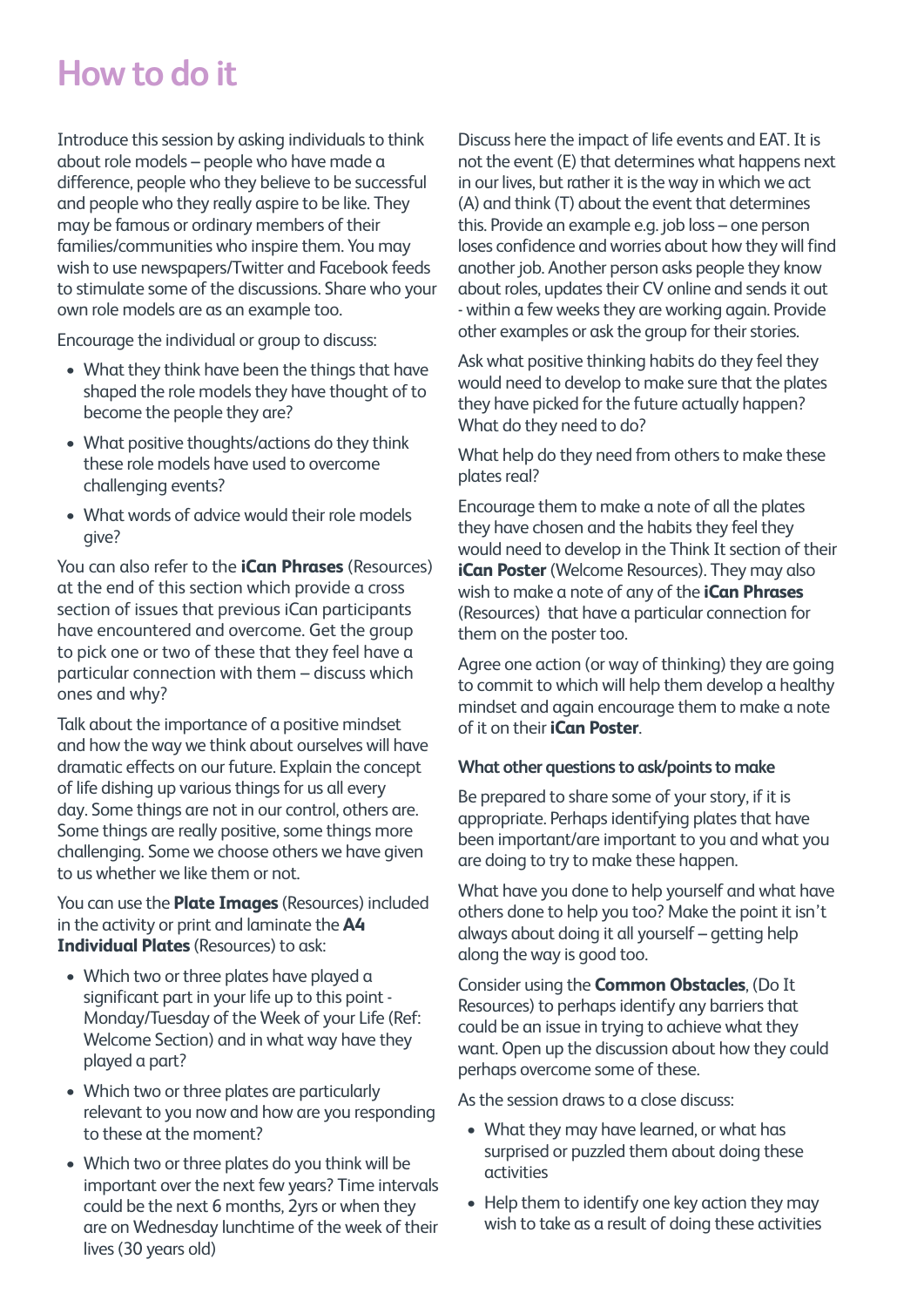# How to do it

Introduce this session by asking individuals to think about role models – people who have made a difference, people who they believe to be successful and people who they really aspire to be like. They may be famous or ordinary members of their families/communities who inspire them. You may wish to use newspapers/Twitter and Facebook feeds to stimulate some of the discussions. Share who your own role models are as an example too.

Encourage the individual or group to discuss:

- What they think have been the things that have shaped the role models they have thought of to become the people they are?
- What positive thoughts/actions do they think these role models have used to overcome challenging events?
- What words of advice would their role models give?

You can also refer to the **iCan Phrases** (Resources) at the end of this section which provide a cross section of issues that previous iCan participants have encountered and overcome. Get the group to pick one or two of these that they feel have a particular connection with them – discuss which ones and why?

Talk about the importance of a positive mindset and how the way we think about ourselves will have dramatic effects on our future. Explain the concept of life dishing up various things for us all every day. Some things are not in our control, others are. Some things are really positive, some things more challenging. Some we choose others we have given to us whether we like them or not.

You can use the **Plate Images** (Resources) included in the activity or print and laminate the **A4 Individual Plates** (Resources) to ask:

- Which two or three plates have played a significant part in your life up to this point - Monday/Tuesday of the Week of your Life (Ref: Welcome Section) and in what way have they played a part?
- Which two or three plates are particularly relevant to you now and how are you responding to these at the moment?
- Which two or three plates do you think will be important over the next few years? Time intervals could be the next 6 months, 2yrs or when they are on Wednesday lunchtime of the week of their lives (30 years old)

Discuss here the impact of life events and EAT. It is not the event (E) that determines what happens next in our lives, but rather it is the way in which we act (A) and think (T) about the event that determines this. Provide an example e.g. job loss – one person loses confidence and worries about how they will find another job. Another person asks people they know about roles, updates their CV online and sends it out - within a few weeks they are working again. Provide other examples or ask the group for their stories.

Ask what positive thinking habits do they feel they would need to develop to make sure that the plates they have picked for the future actually happen? What do they need to do?

What help do they need from others to make these plates real?

Encourage them to make a note of all the plates they have chosen and the habits they feel they would need to develop in the Think It section of their **iCan Poster** (Welcome Resources). They may also wish to make a note of any of the **iCan Phrases** (Resources) that have a particular connection for them on the poster too.

Agree one action (or way of thinking) they are going to commit to which will help them develop a healthy mindset and again encourage them to make a note of it on their **iCan Poster**.

### What other questions to ask/points to make

Be prepared to share some of your story, if it is appropriate. Perhaps identifying plates that have been important/are important to you and what you are doing to try to make these happen.

What have you done to help yourself and what have others done to help you too? Make the point it isn't always about doing it all yourself – getting help along the way is good too.

Consider using the **Common Obstacles**, (Do It Resources) to perhaps identify any barriers that could be an issue in trying to achieve what they want. Open up the discussion about how they could perhaps overcome some of these.

As the session draws to a close discuss:

- What they may have learned, or what has surprised or puzzled them about doing these activities
- Help them to identify one key action they may wish to take as a result of doing these activities